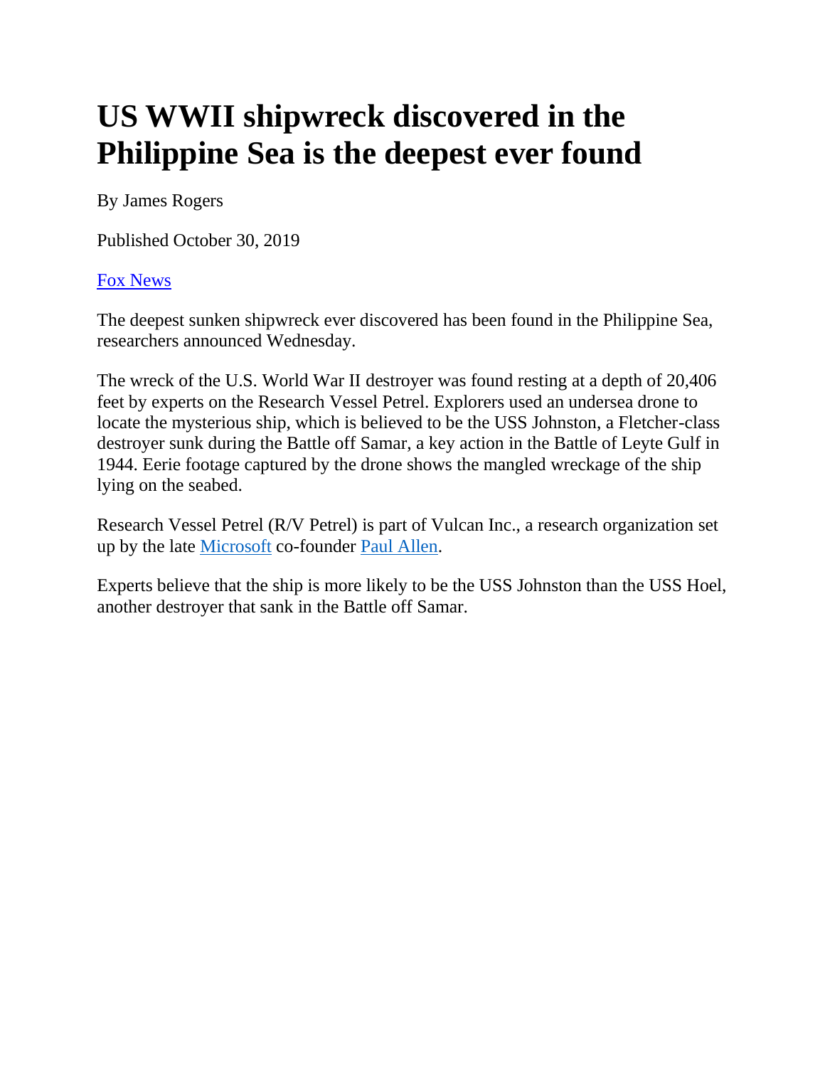# US WWII shipwreck discovered in the Philippine Sea is the deepest ever found

By James Rogers

Published October 30, 2019

Fox News

The deepest sunken shipwreck ever discovered has been found in the Philippine Sea, researchers announced Wednesday.

The wreck of the U.S. World War II destroyer was found resting at a depth of 20,406 feet by experts on the Research Vessel Petrel. Explorers used an undersea drone to locate the mysterious ship, which is believed to be the USS Johnston, a Fletcher-class destroyer sunk during the Battle off Samar, a key action in the Battle of Leyte Gulf in 1944. Eerie footage captured by the drone shows the mangled wreckage of the ship lying on the seabed.

Research Vessel Petrel (R/V Petrel) is part of Vulcan Inc., a research organization set up by the late Microsoft co-founder Paul Allen.

Experts believe that the ship is more likely to be the USS Johnston than the USS Hoel, another destroyer that sank in the Battle off Samar.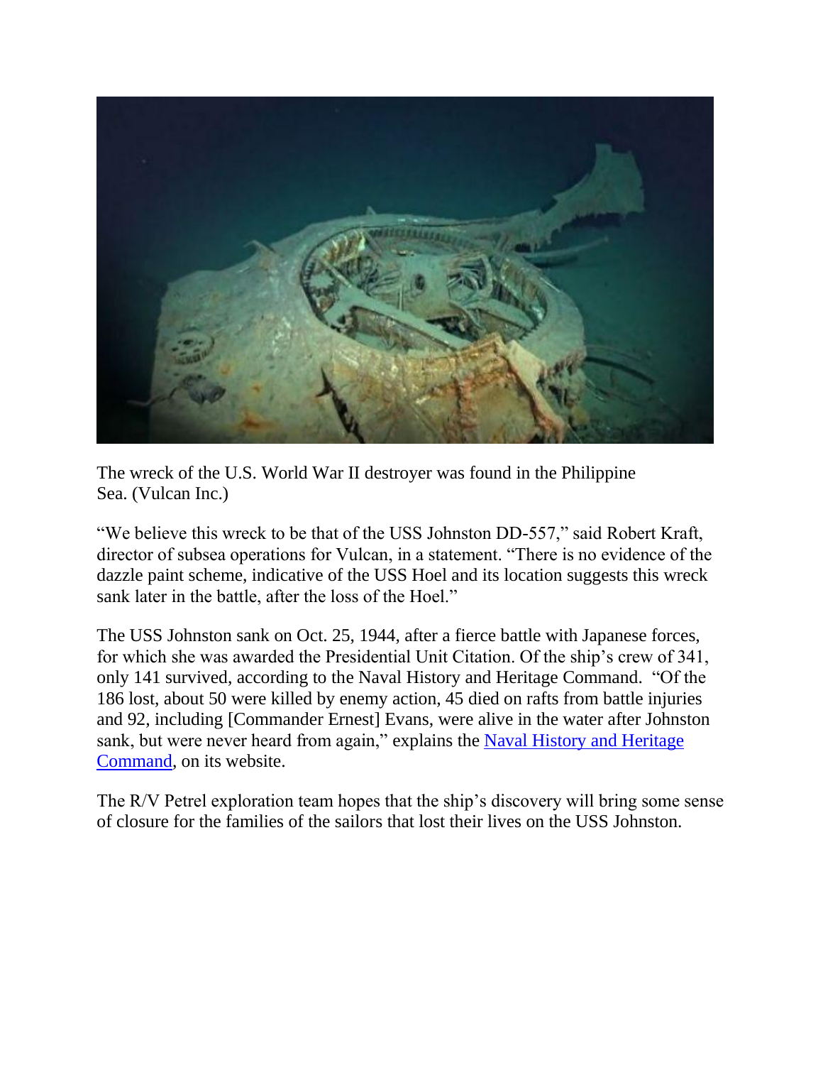The wreck of the U.S. World War II destroyer was found in the Philippine Sea. (Vulcan Inc.)

"We believe this wreck to be that of the USS Johnston DD-557," said Robert Kraft, director of subsea operations for Vulcan, in a statement. "There is no evidence of the dazzle paint scheme, indicative of the USS Hoel and its location suggests this wreck sank later in the battle, after the loss of the Hoel."

The USS Johnston sank on Oct. 25, 1944, after a fierce battle with Japanese forces, for which she was awarded the Presidential Unit Citation. Of the ship's crew of 341, only 141 survived, according to the Naval History and Heritage Command. "Of the 186 lost, about 50 were killed by enemy action, 45 died on rafts from battle injuries and 92, including [Commander Ernest] Evans, were alive in the water after Johnston sank, but were never heard from again," explains the [Naval History and Heritage Command](), on its website.

The R/V Petrel exploration team hopes that the ship's discovery will bring some sense of closure for the families of the sailors that lost their lives on the USS Johnston.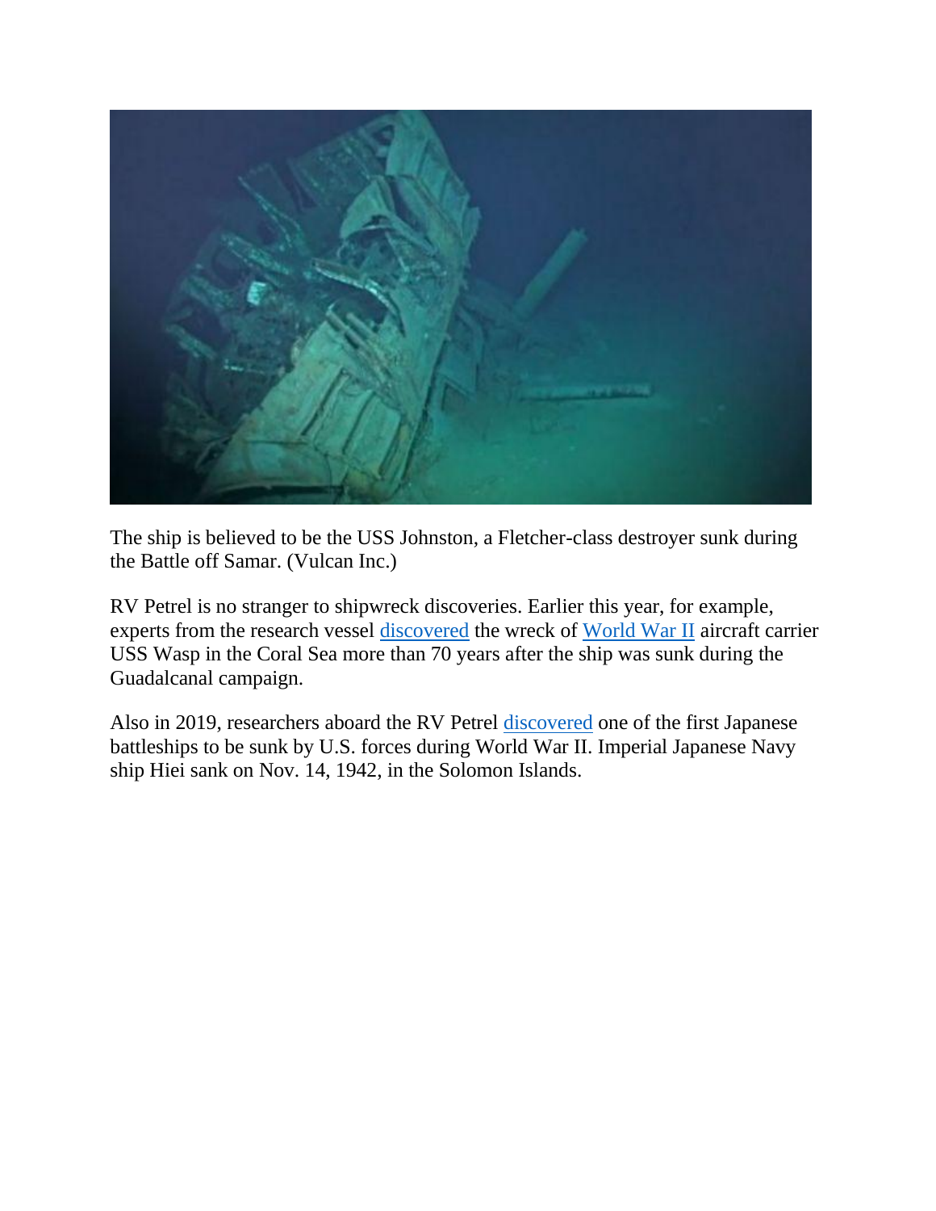The ship is believed to be the USS Johnston, a Fletcher-class destroyer sunk during the Battle off Samar. (Vulcan Inc.)

RV Petrel is no stranger to shipwreck discoveries. Earlier this year, for example, experts from the research vessel discovered the wreck of World War II aircraft carrier USS Wasp in the Coral Sea more than 70 years after the ship was sunk during the Guadalcanal campaign.

Also in 2019, researchers aboard the RV Petrel discovered one of the first Japanese battleships to be sunk by U.S. forces during World War II. Imperial Japanese Navy ship Hiei sank on Nov. 14, 1942, in the Solomon Islands.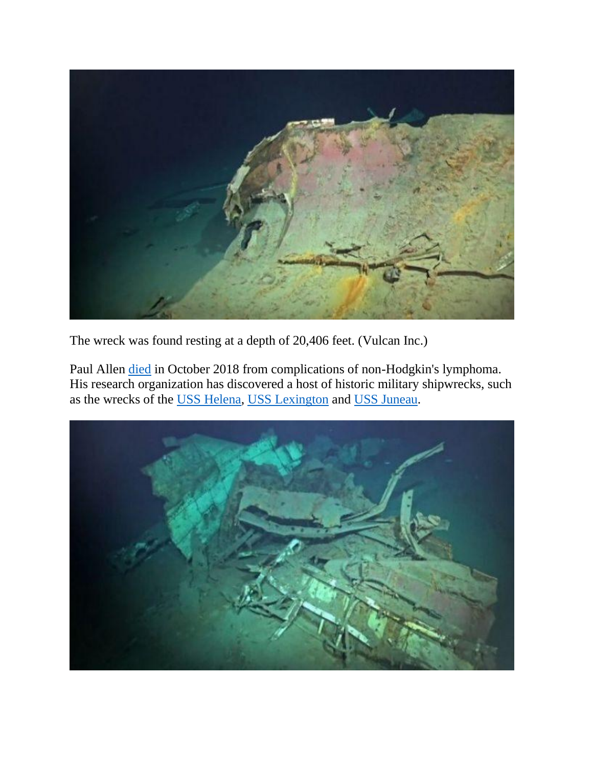The wreck was found resting at a depth of 20,406 feet. (Vulcan Inc.)

Paul Allen died in October 2018 from complications of non-Hodgkin's lymphoma. His research organization has discovered a host of historic military shipwrecks, such as the wrecks of the USS Helena, USS Lexington and USS Juneau.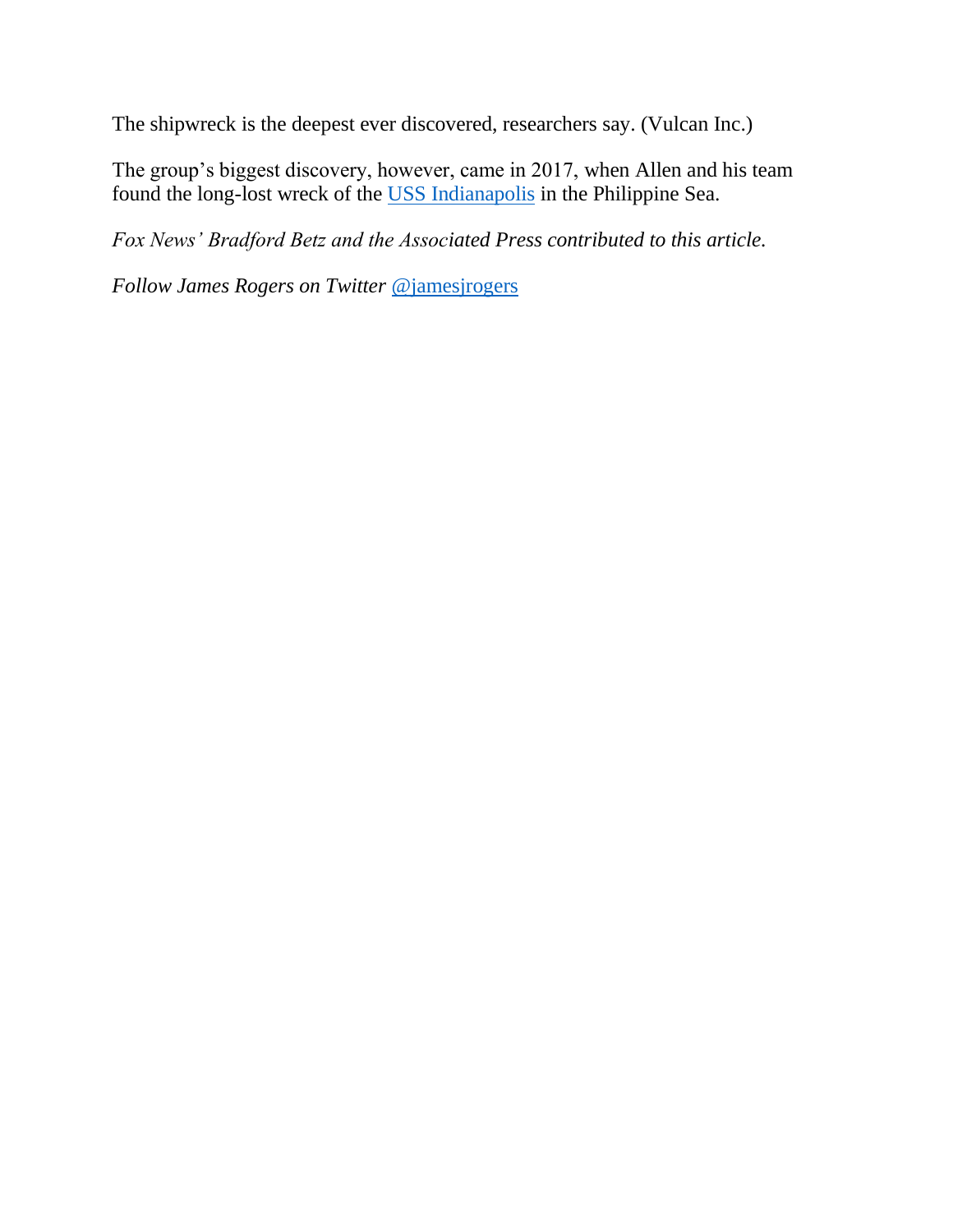The shipwreck is the deepest ever discovered, researchers say. (Vulcan Inc.)

The group's biggest discovery, however, came in 2017, when Allen and his team found the long-lost wreck of the USS Indianapolis in the Philippine Sea.

*Fox News' Bradford Betz and the Associated Press contributed to this article.*

*Follow James Rogers on Twitter* @jamesjrogers